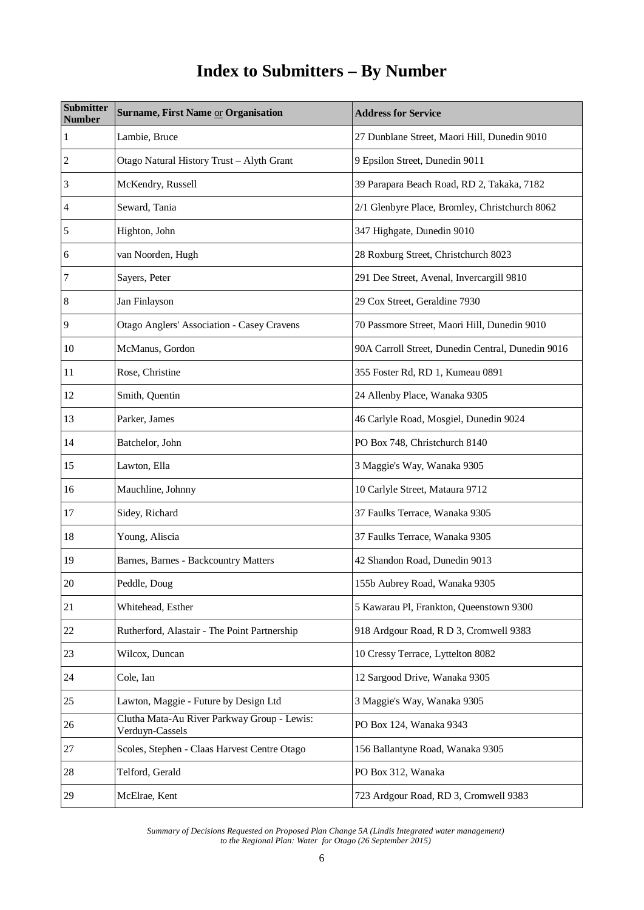# Index to Submitters – By Number

| Submitter Number | Surname, First Name or Organisation | Address for Service |
|---|---|---|
| 1 | Lambie, Bruce | 27 Dunblane Street, Maori Hill, Dunedin 9010 |
| 2 | Otago Natural History Trust – Alyth Grant | 9 Epsilon Street, Dunedin 9011 |
| 3 | McKendry, Russell | 39 Parapara Beach Road, RD 2, Takaka, 7182 |
| 4 | Seward, Tania | 2/1 Glenbyre Place, Bromley, Christchurch 8062 |
| 5 | Highton, John | 347 Highgate, Dunedin 9010 |
| 6 | van Noorden, Hugh | 28 Roxburg Street, Christchurch 8023 |
| 7 | Sayers, Peter | 291 Dee Street, Avenal, Invercargill 9810 |
| 8 | Jan Finlayson | 29 Cox Street, Geraldine 7930 |
| 9 | Otago Anglers' Association - Casey Cravens | 70 Passmore Street, Maori Hill, Dunedin 9010 |
| 10 | McManus, Gordon | 90A Carroll Street, Dunedin Central, Dunedin 9016 |
| 11 | Rose, Christine | 355 Foster Rd, RD 1, Kumeau 0891 |
| 12 | Smith, Quentin | 24 Allenby Place, Wanaka 9305 |
| 13 | Parker, James | 46 Carlyle Road, Mosgiel, Dunedin 9024 |
| 14 | Batchelor, John | PO Box 748, Christchurch 8140 |
| 15 | Lawton, Ella | 3 Maggie's Way, Wanaka 9305 |
| 16 | Mauchline, Johnny | 10 Carlyle Street, Mataura 9712 |
| 17 | Sidey, Richard | 37 Faulks Terrace, Wanaka 9305 |
| 18 | Young, Aliscia | 37 Faulks Terrace, Wanaka 9305 |
| 19 | Barnes, Barnes - Backcountry Matters | 42 Shandon Road, Dunedin 9013 |
| 20 | Peddle, Doug | 155b Aubrey Road, Wanaka 9305 |
| 21 | Whitehead, Esther | 5 Kawarau Pl, Frankton, Queenstown 9300 |
| 22 | Rutherford, Alastair - The Point Partnership | 918 Ardgour Road, R D 3, Cromwell 9383 |
| 23 | Wilcox, Duncan | 10 Cressy Terrace, Lyttelton 8082 |
| 24 | Cole, Ian | 12 Sargood Drive, Wanaka 9305 |
| 25 | Lawton, Maggie - Future by Design Ltd | 3 Maggie's Way, Wanaka 9305 |
| 26 | Clutha Mata-Au River Parkway Group - Lewis: Verduyn-Cassels | PO Box 124, Wanaka 9343 |
| 27 | Scoles, Stephen - Claas Harvest Centre Otago | 156 Ballantyne Road, Wanaka 9305 |
| 28 | Telford, Gerald | PO Box 312, Wanaka |
| 29 | McElrae, Kent | 723 Ardgour Road, RD 3, Cromwell 9383 |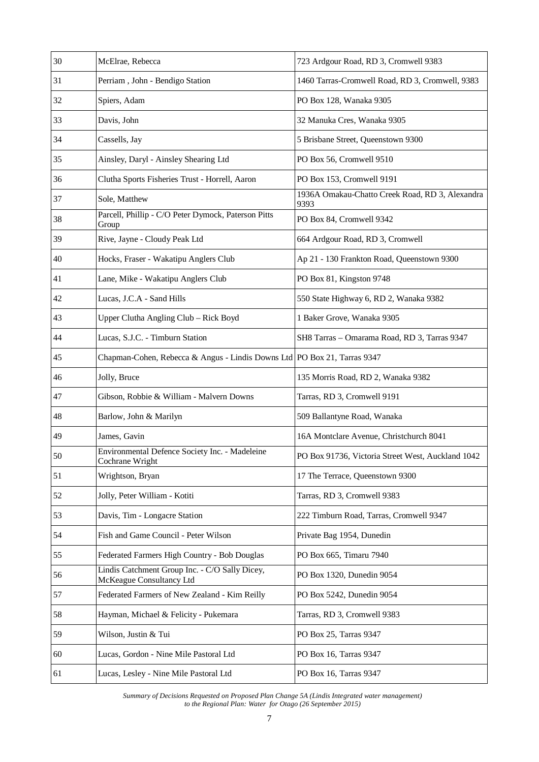| | | |
|---|---|---|
| 30 | McElrae, Rebecca | 723 Ardgour Road, RD 3, Cromwell 9383 |
| 31 | Perriam , John - Bendigo Station | 1460 Tarras-Cromwell Road, RD 3, Cromwell, 9383 |
| 32 | Spiers, Adam | PO Box 128, Wanaka 9305 |
| 33 | Davis, John | 32 Manuka Cres, Wanaka 9305 |
| 34 | Cassells, Jay | 5 Brisbane Street, Queenstown 9300 |
| 35 | Ainsley, Daryl - Ainsley Shearing Ltd | PO Box 56, Cromwell 9510 |
| 36 | Clutha Sports Fisheries Trust - Horrell, Aaron | PO Box 153, Cromwell 9191 |
| 37 | Sole, Matthew | 1936A Omakau-Chatto Creek Road, RD 3, Alexandra 9393 |
| 38 | Parcell, Phillip - C/O Peter Dymock, Paterson Pitts Group | PO Box 84, Cromwell 9342 |
| 39 | Rive, Jayne - Cloudy Peak Ltd | 664 Ardgour Road, RD 3, Cromwell |
| 40 | Hocks, Fraser - Wakatipu Anglers Club | Ap 21 - 130 Frankton Road, Queenstown 9300 |
| 41 | Lane, Mike - Wakatipu Anglers Club | PO Box 81, Kingston 9748 |
| 42 | Lucas, J.C.A - Sand Hills | 550 State Highway 6, RD 2, Wanaka 9382 |
| 43 | Upper Clutha Angling Club – Rick Boyd | 1 Baker Grove, Wanaka 9305 |
| 44 | Lucas, S.J.C. - Timburn Station | SH8 Tarras – Omarama Road, RD 3, Tarras 9347 |
| 45 | Chapman-Cohen, Rebecca & Angus - Lindis Downs Ltd | PO Box 21, Tarras 9347 |
| 46 | Jolly, Bruce | 135 Morris Road, RD 2, Wanaka 9382 |
| 47 | Gibson, Robbie & William - Malvern Downs | Tarras, RD 3, Cromwell 9191 |
| 48 | Barlow, John & Marilyn | 509 Ballantyne Road, Wanaka |
| 49 | James, Gavin | 16A Montclare Avenue, Christchurch 8041 |
| 50 | Environmental Defence Society Inc. - Madeleine Cochrane Wright | PO Box 91736, Victoria Street West, Auckland 1042 |
| 51 | Wrightson, Bryan | 17 The Terrace, Queenstown 9300 |
| 52 | Jolly, Peter William - Kotiti | Tarras, RD 3, Cromwell 9383 |
| 53 | Davis, Tim - Longacre Station | 222 Timburn Road, Tarras, Cromwell 9347 |
| 54 | Fish and Game Council - Peter Wilson | Private Bag 1954, Dunedin |
| 55 | Federated Farmers High Country - Bob Douglas | PO Box 665, Timaru 7940 |
| 56 | Lindis Catchment Group Inc. - C/O Sally Dicey, McKeague Consultancy Ltd | PO Box 1320, Dunedin 9054 |
| 57 | Federated Farmers of New Zealand - Kim Reilly | PO Box 5242, Dunedin 9054 |
| 58 | Hayman, Michael & Felicity - Pukemara | Tarras, RD 3, Cromwell 9383 |
| 59 | Wilson, Justin & Tui | PO Box 25, Tarras 9347 |
| 60 | Lucas, Gordon - Nine Mile Pastoral Ltd | PO Box 16, Tarras 9347 |
| 61 | Lucas, Lesley - Nine Mile Pastoral Ltd | PO Box 16, Tarras 9347 |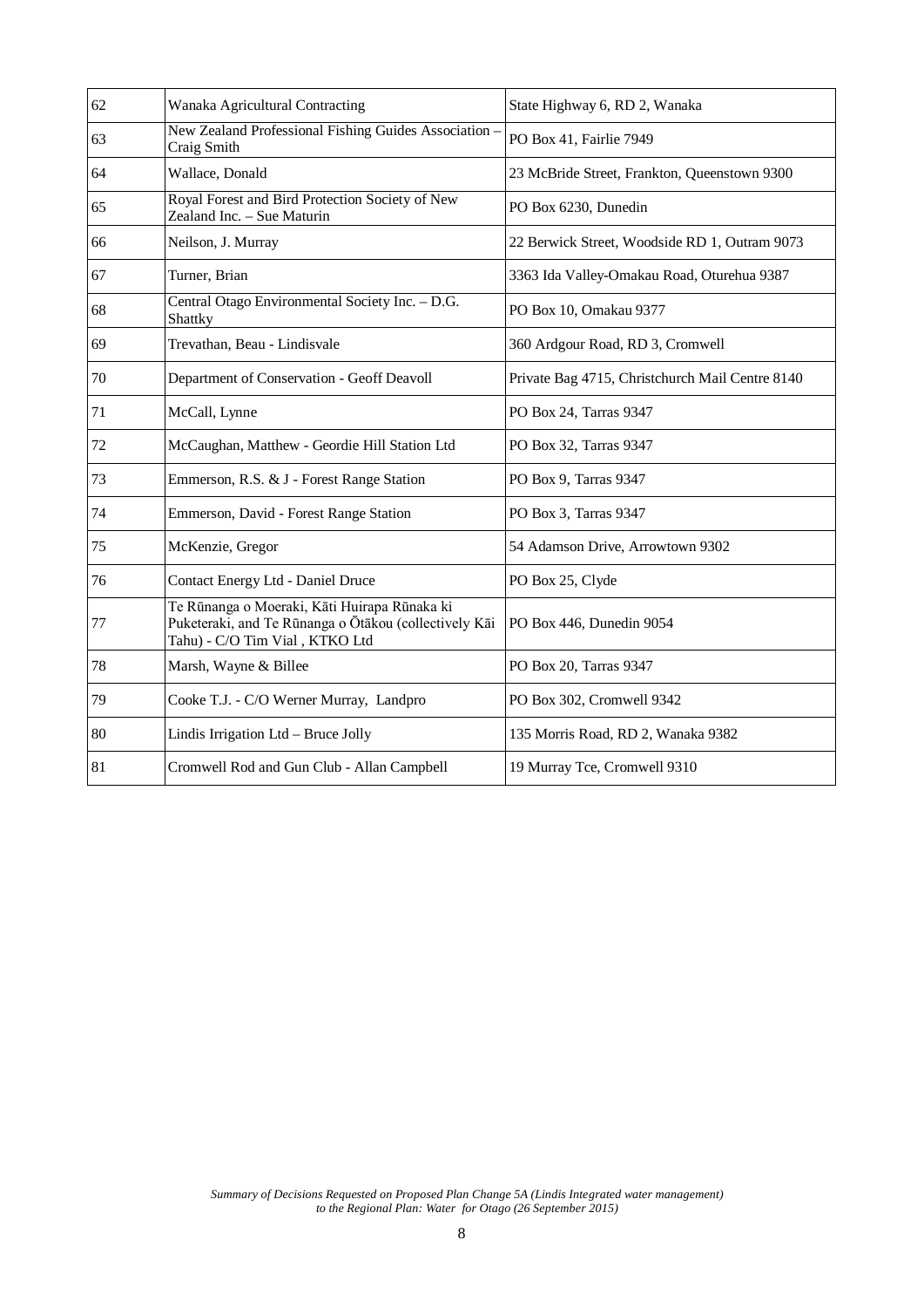| | | |
|---|---|---|
| 62 | Wanaka Agricultural Contracting | State Highway 6, RD 2, Wanaka |
| 63 | New Zealand Professional Fishing Guides Association – Craig Smith | PO Box 41, Fairlie 7949 |
| 64 | Wallace, Donald | 23 McBride Street, Frankton, Queenstown 9300 |
| 65 | Royal Forest and Bird Protection Society of New Zealand Inc. – Sue Maturin | PO Box 6230, Dunedin |
| 66 | Neilson, J. Murray | 22 Berwick Street, Woodside RD 1, Outram 9073 |
| 67 | Turner, Brian | 3363 Ida Valley-Omakau Road, Oturehua 9387 |
| 68 | Central Otago Environmental Society Inc. – D.G. Shattky | PO Box 10, Omakau 9377 |
| 69 | Trevathan, Beau - Lindisvale | 360 Ardgour Road, RD 3, Cromwell |
| 70 | Department of Conservation - Geoff Deavoll | Private Bag 4715, Christchurch Mail Centre 8140 |
| 71 | McCall, Lynne | PO Box 24, Tarras 9347 |
| 72 | McCaughan, Matthew - Geordie Hill Station Ltd | PO Box 32, Tarras 9347 |
| 73 | Emmerson, R.S. & J - Forest Range Station | PO Box 9, Tarras 9347 |
| 74 | Emmerson, David - Forest Range Station | PO Box 3, Tarras 9347 |
| 75 | McKenzie, Gregor | 54 Adamson Drive, Arrowtown 9302 |
| 76 | Contact Energy Ltd - Daniel Druce | PO Box 25, Clyde |
| 77 | Te Rūnanga o Moeraki, Kāti Huirapa Rūnaka ki Puketeraki, and Te Rūnanga o Ōtākou (collectively Kāi Tahu) - C/O Tim Vial , KTKO Ltd | PO Box 446, Dunedin 9054 |
| 78 | Marsh, Wayne & Billee | PO Box 20, Tarras 9347 |
| 79 | Cooke T.J. - C/O Werner Murray, Landpro | PO Box 302, Cromwell 9342 |
| 80 | Lindis Irrigation Ltd – Bruce Jolly | 135 Morris Road, RD 2, Wanaka 9382 |
| 81 | Cromwell Rod and Gun Club - Allan Campbell | 19 Murray Tce, Cromwell 9310 |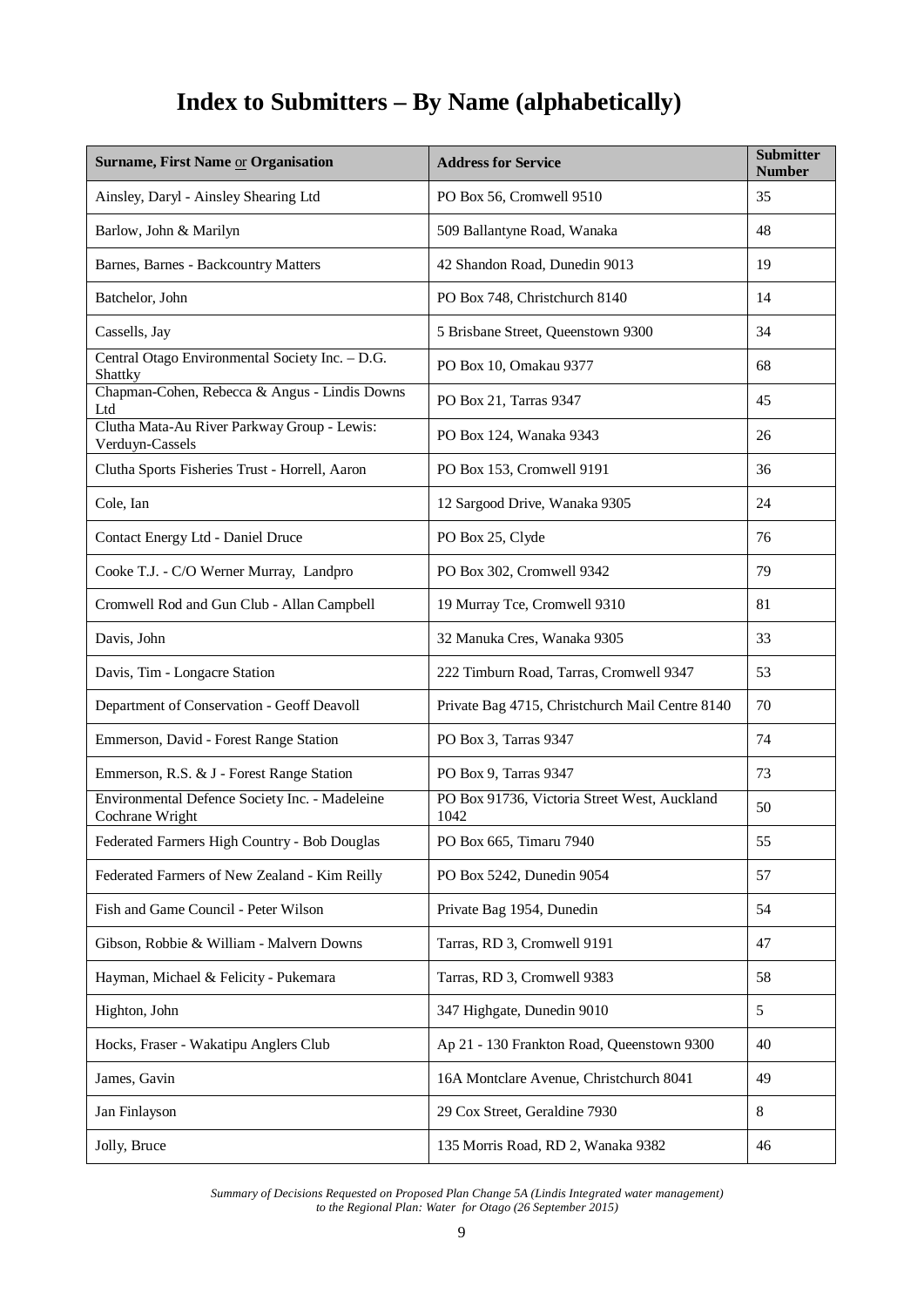# Index to Submitters – By Name (alphabetically)

| Surname, First Name or Organisation | Address for Service | Submitter Number |
|---|---|---|
| Ainsley, Daryl - Ainsley Shearing Ltd | PO Box 56, Cromwell 9510 | 35 |
| Barlow, John & Marilyn | 509 Ballantyne Road, Wanaka | 48 |
| Barnes, Barnes - Backcountry Matters | 42 Shandon Road, Dunedin 9013 | 19 |
| Batchelor, John | PO Box 748, Christchurch 8140 | 14 |
| Cassells, Jay | 5 Brisbane Street, Queenstown 9300 | 34 |
| Central Otago Environmental Society Inc. – D.G. Shattky | PO Box 10, Omakau 9377 | 68 |
| Chapman-Cohen, Rebecca & Angus - Lindis Downs Ltd | PO Box 21, Tarras 9347 | 45 |
| Clutha Mata-Au River Parkway Group - Lewis: Verduyn-Cassels | PO Box 124, Wanaka 9343 | 26 |
| Clutha Sports Fisheries Trust - Horrell, Aaron | PO Box 153, Cromwell 9191 | 36 |
| Cole, Ian | 12 Sargood Drive, Wanaka 9305 | 24 |
| Contact Energy Ltd - Daniel Druce | PO Box 25, Clyde | 76 |
| Cooke T.J. - C/O Werner Murray, Landpro | PO Box 302, Cromwell 9342 | 79 |
| Cromwell Rod and Gun Club - Allan Campbell | 19 Murray Tce, Cromwell 9310 | 81 |
| Davis, John | 32 Manuka Cres, Wanaka 9305 | 33 |
| Davis, Tim - Longacre Station | 222 Timburn Road, Tarras, Cromwell 9347 | 53 |
| Department of Conservation - Geoff Deavoll | Private Bag 4715, Christchurch Mail Centre 8140 | 70 |
| Emmerson, David - Forest Range Station | PO Box 3, Tarras 9347 | 74 |
| Emmerson, R.S. & J - Forest Range Station | PO Box 9, Tarras 9347 | 73 |
| Environmental Defence Society Inc. - Madeleine Cochrane Wright | PO Box 91736, Victoria Street West, Auckland 1042 | 50 |
| Federated Farmers High Country - Bob Douglas | PO Box 665, Timaru 7940 | 55 |
| Federated Farmers of New Zealand - Kim Reilly | PO Box 5242, Dunedin 9054 | 57 |
| Fish and Game Council - Peter Wilson | Private Bag 1954, Dunedin | 54 |
| Gibson, Robbie & William - Malvern Downs | Tarras, RD 3, Cromwell 9191 | 47 |
| Hayman, Michael & Felicity - Pukemara | Tarras, RD 3, Cromwell 9383 | 58 |
| Highton, John | 347 Highgate, Dunedin 9010 | 5 |
| Hocks, Fraser - Wakatipu Anglers Club | Ap 21 - 130 Frankton Road, Queenstown 9300 | 40 |
| James, Gavin | 16A Montclare Avenue, Christchurch 8041 | 49 |
| Jan Finlayson | 29 Cox Street, Geraldine 7930 | 8 |
| Jolly, Bruce | 135 Morris Road, RD 2, Wanaka 9382 | 46 |

*Summary of Decisions Requested on Proposed Plan Change 5A (Lindis Integrated water management) to the Regional Plan: Water for Otago (26 September 2015)*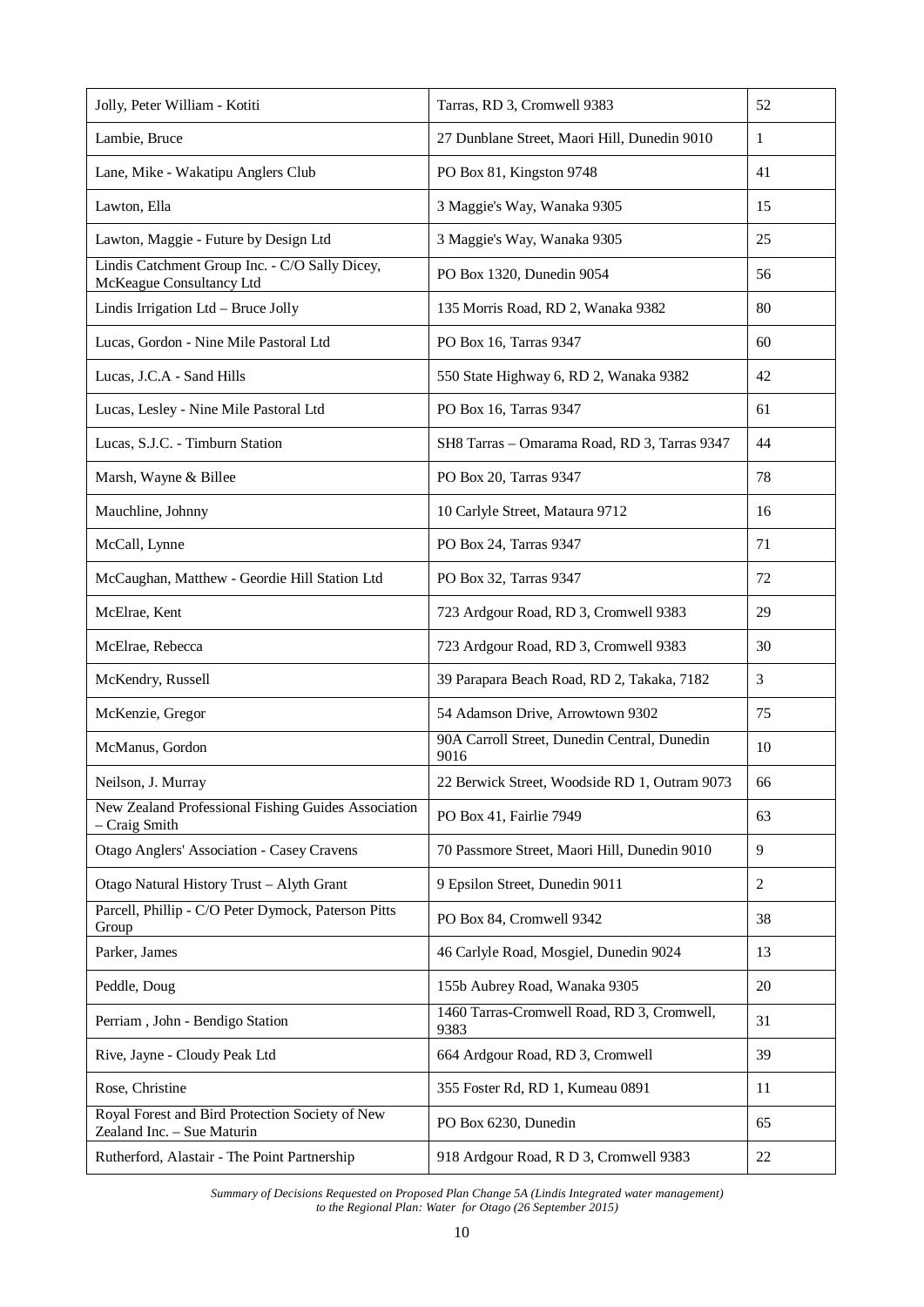| | | |
|---|---|---|
| Jolly, Peter William - Kotiti | Tarras, RD 3, Cromwell 9383 | 52 |
| Lambie, Bruce | 27 Dunblane Street, Maori Hill, Dunedin 9010 | 1 |
| Lane, Mike - Wakatipu Anglers Club | PO Box 81, Kingston 9748 | 41 |
| Lawton, Ella | 3 Maggie's Way, Wanaka 9305 | 15 |
| Lawton, Maggie - Future by Design Ltd | 3 Maggie's Way, Wanaka 9305 | 25 |
| Lindis Catchment Group Inc. - C/O Sally Dicey, McKeague Consultancy Ltd | PO Box 1320, Dunedin 9054 | 56 |
| Lindis Irrigation Ltd – Bruce Jolly | 135 Morris Road, RD 2, Wanaka 9382 | 80 |
| Lucas, Gordon - Nine Mile Pastoral Ltd | PO Box 16, Tarras 9347 | 60 |
| Lucas, J.C.A - Sand Hills | 550 State Highway 6, RD 2, Wanaka 9382 | 42 |
| Lucas, Lesley - Nine Mile Pastoral Ltd | PO Box 16, Tarras 9347 | 61 |
| Lucas, S.J.C. - Timburn Station | SH8 Tarras – Omarama Road, RD 3, Tarras 9347 | 44 |
| Marsh, Wayne & Billee | PO Box 20, Tarras 9347 | 78 |
| Mauchline, Johnny | 10 Carlyle Street, Mataura 9712 | 16 |
| McCall, Lynne | PO Box 24, Tarras 9347 | 71 |
| McCaughan, Matthew - Geordie Hill Station Ltd | PO Box 32, Tarras 9347 | 72 |
| McElrae, Kent | 723 Ardgour Road, RD 3, Cromwell 9383 | 29 |
| McElrae, Rebecca | 723 Ardgour Road, RD 3, Cromwell 9383 | 30 |
| McKendry, Russell | 39 Parapara Beach Road, RD 2, Takaka, 7182 | 3 |
| McKenzie, Gregor | 54 Adamson Drive, Arrowtown 9302 | 75 |
| McManus, Gordon | 90A Carroll Street, Dunedin Central, Dunedin 9016 | 10 |
| Neilson, J. Murray | 22 Berwick Street, Woodside RD 1, Outram 9073 | 66 |
| New Zealand Professional Fishing Guides Association – Craig Smith | PO Box 41, Fairlie 7949 | 63 |
| Otago Anglers' Association - Casey Cravens | 70 Passmore Street, Maori Hill, Dunedin 9010 | 9 |
| Otago Natural History Trust – Alyth Grant | 9 Epsilon Street, Dunedin 9011 | 2 |
| Parcell, Phillip - C/O Peter Dymock, Paterson Pitts Group | PO Box 84, Cromwell 9342 | 38 |
| Parker, James | 46 Carlyle Road, Mosgiel, Dunedin 9024 | 13 |
| Peddle, Doug | 155b Aubrey Road, Wanaka 9305 | 20 |
| Perriam , John - Bendigo Station | 1460 Tarras-Cromwell Road, RD 3, Cromwell, 9383 | 31 |
| Rive, Jayne - Cloudy Peak Ltd | 664 Ardgour Road, RD 3, Cromwell | 39 |
| Rose, Christine | 355 Foster Rd, RD 1, Kumeau 0891 | 11 |
| Royal Forest and Bird Protection Society of New Zealand Inc. – Sue Maturin | PO Box 6230, Dunedin | 65 |
| Rutherford, Alastair - The Point Partnership | 918 Ardgour Road, R D 3, Cromwell 9383 | 22 |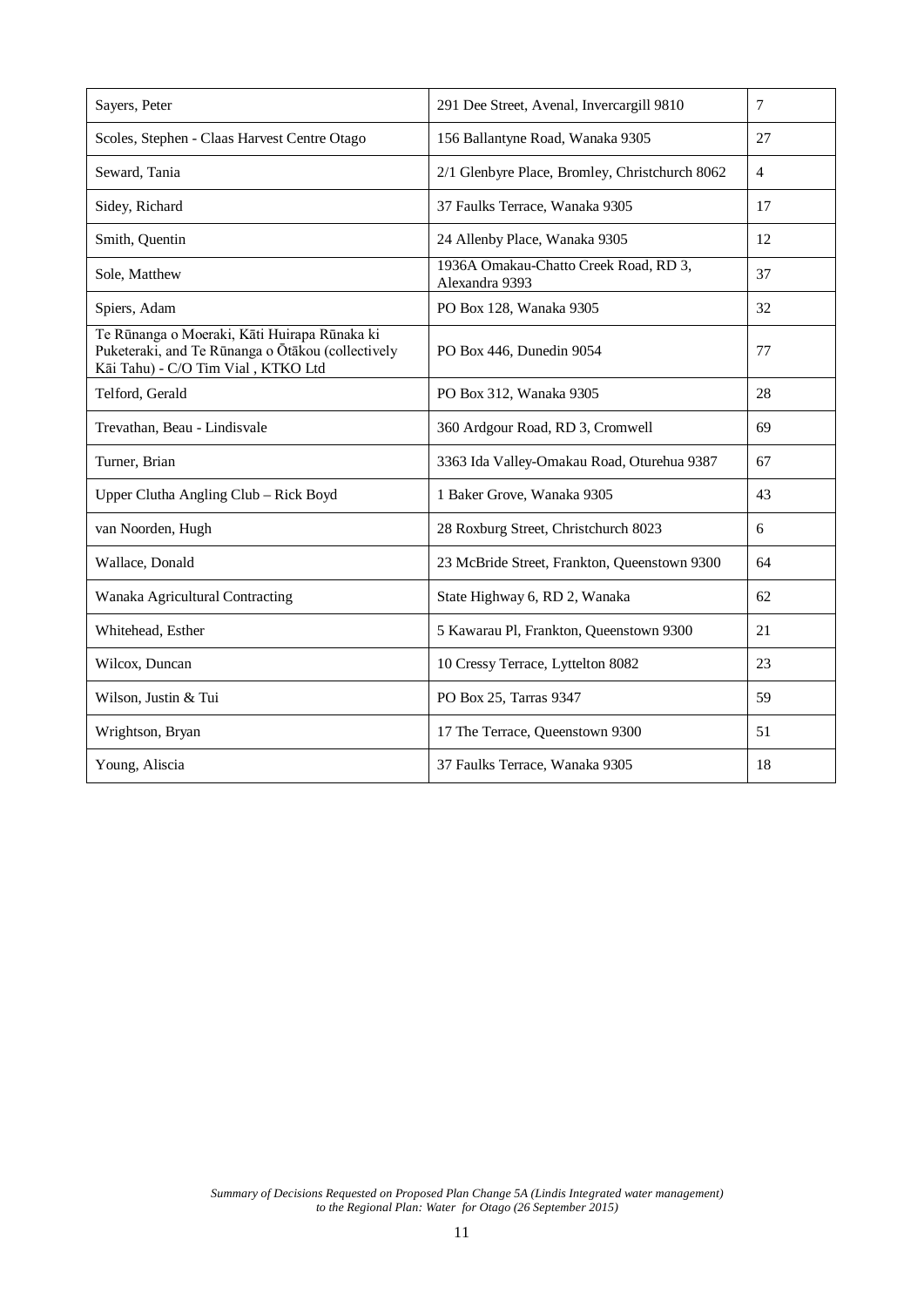| | | |
|---|---|---|
| Sayers, Peter | 291 Dee Street, Avenal, Invercargill 9810 | 7 |
| Scoles, Stephen - Claas Harvest Centre Otago | 156 Ballantyne Road, Wanaka 9305 | 27 |
| Seward, Tania | 2/1 Glenbyre Place, Bromley, Christchurch 8062 | 4 |
| Sidey, Richard | 37 Faulks Terrace, Wanaka 9305 | 17 |
| Smith, Quentin | 24 Allenby Place, Wanaka 9305 | 12 |
| Sole, Matthew | 1936A Omakau-Chatto Creek Road, RD 3, Alexandra 9393 | 37 |
| Spiers, Adam | PO Box 128, Wanaka 9305 | 32 |
| Te Rūnanga o Moeraki, Kāti Huirapa Rūnaka ki Puketeraki, and Te Rūnanga o Ōtākou (collectively Kāi Tahu) - C/O Tim Vial , KTKO Ltd | PO Box 446, Dunedin 9054 | 77 |
| Telford, Gerald | PO Box 312, Wanaka 9305 | 28 |
| Trevathan, Beau - Lindisvale | 360 Ardgour Road, RD 3, Cromwell | 69 |
| Turner, Brian | 3363 Ida Valley-Omakau Road, Oturehua 9387 | 67 |
| Upper Clutha Angling Club – Rick Boyd | 1 Baker Grove, Wanaka 9305 | 43 |
| van Noorden, Hugh | 28 Roxburg Street, Christchurch 8023 | 6 |
| Wallace, Donald | 23 McBride Street, Frankton, Queenstown 9300 | 64 |
| Wanaka Agricultural Contracting | State Highway 6, RD 2, Wanaka | 62 |
| Whitehead, Esther | 5 Kawarau Pl, Frankton, Queenstown 9300 | 21 |
| Wilcox, Duncan | 10 Cressy Terrace, Lyttelton 8082 | 23 |
| Wilson, Justin & Tui | PO Box 25, Tarras 9347 | 59 |
| Wrightson, Bryan | 17 The Terrace, Queenstown 9300 | 51 |
| Young, Aliscia | 37 Faulks Terrace, Wanaka 9305 | 18 |